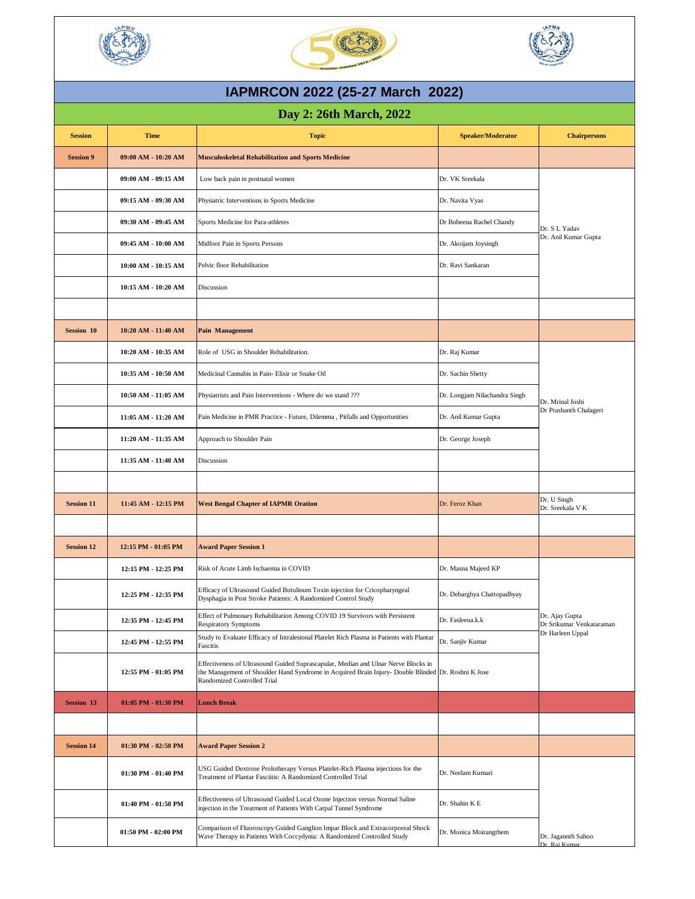# IAPMRCON 2022 (25-27 March 2022)

## Day 2: 26th March, 2022

| Session | Time | Topic | Speaker/Moderator | Chairpersons |
|---|---|---|---|---|
| **Session 9** | **09:00 AM - 10:20 AM** | **Musculoskeletal Rehabilitation and Sports Medicine** | | |
| | **09:00 AM - 09:15 AM** | Low back pain in postnatal women | Dr. VK Sreekala | Dr. S L Yadav<br>Dr. Anil Kumar Gupta |
| | **09:15 AM - 09:30 AM** | Physiatric Interventions in Sports Medicine | Dr. Navita Vyas | |
| | **09:30 AM - 09:45 AM** | Sports Medicine for Para-athletes | Dr Bobeena Rachel Chandy | |
| | **09:45 AM - 10:00 AM** | Midfoot Pain in Sports Persons | Dr. Akoijam Joysingh | |
| | **10:00 AM - 10:15 AM** | Pelvic floor Rehabilitation | Dr. Ravi Sankaran | |
| | **10:15 AM - 10:20 AM** | Discussion | | |
| | | | | |
| **Session 10** | **10:20 AM - 11:40 AM** | **Pain Management** | | |
| | **10:20 AM - 10:35 AM** | Role of USG in Shoulder Rehabilitation. | Dr. Raj Kumar | Dr. Mrinal Joshi<br>Dr Prashanth Chalageri |
| | **10:35 AM - 10:50 AM** | Medicinal Cannabis in Pain- Elixir or Snake Oil | Dr. Sachin Shetty | |
| | **10:50 AM - 11:05 AM** | Physiatrists and Pain Interventions - Where do we stand ??? | Dr. Longjam Nilachandra Singh | |
| | **11:05 AM - 11:20 AM** | Pain Medicine in PMR Practice - Future, Dilemma , Pitfalls and Opportunities | Dr. Anil Kumar Gupta | |
| | **11:20 AM - 11:35 AM** | Approach to Shoulder Pain | Dr. George Joseph | |
| | **11:35 AM - 11:40 AM** | Discussion | | |
| | | | | |
| **Session 11** | **11:45 AM - 12:15 PM** | **West Bengal Chapter of IAPMR Oration** | Dr. Feroz Khan | Dr. U Singh<br>Dr. Sreekala V K |
| | | | | |
| **Session 12** | **12:15 PM - 01:05 PM** | **Award Paper Session 1** | | |
| | **12:15 PM - 12:25 PM** | Risk of Acute Limb Ischaemia in COVID | Dr. Masna Majeed KP | Dr. Ajay Gupta<br>Dr Srikumar Venkataraman<br>Dr Harleen Uppal |
| | **12:25 PM - 12:35 PM** | Efficacy of Ultrasound Guided Botulinum Toxin injection for Cricopharyngeal Dysphagia in Post Stroke Patients: A Randomized Control Study | Dr. Debarghya Chattopadhyay | |
| | **12:35 PM - 12:45 PM** | Effect of Pulmonary Rehabilitation Among COVID 19 Survivors with Persistent Respiratory Symptoms | Dr. Fasleena.k.k | |
| | **12:45 PM - 12:55 PM** | Study to Evaluate Efficacy of Intralesional Platelet Rich Plasma in Patients with Plantar Fascitis | Dr. Sanjiv Kumar | |
| | **12:55 PM - 01:05 PM** | Effectiveness of Ultrasound Guided Suprascapular, Median and Ulnar Nerve Blocks in the Management of Shoulder Hand Syndrome in Acquired Brain Injury- Double Blinded Randomized Controlled Trial | Dr. Roshni K Jose | |
| **Session 13** | **01:05 PM - 01:30 PM** | **Lunch Break** | | |
| | | | | |
| **Session 14** | **01:30 PM - 02:50 PM** | **Award Paper Session 2** | | |
| | **01:30 PM - 01:40 PM** | USG Guided Dextrose Prolotherapy Versus Platelet-Rich Plasma injections for the Treatment of Plantar Fasciitis: A Randomized Controlled Trial | Dr. Neelam Kumari | Dr. Jagannth Sahoo<br>Dr. Raj Kumar |
| | **01:40 PM - 01:50 PM** | Effectiveness of Ultrasound Guided Local Ozone Injection versus Normal Saline injection in the Treatment of Patients With Carpal Tunnel Syndrome | Dr. Shahin K E | |
| | **01:50 PM - 02:00 PM** | Comparison of Fluoroscopy Guided Ganglion Impar Block and Extracorporeal Shock Wave Therapy in Patients With Coccydynia: A Randomized Controlled Study | Dr. Monica Moirangthem | |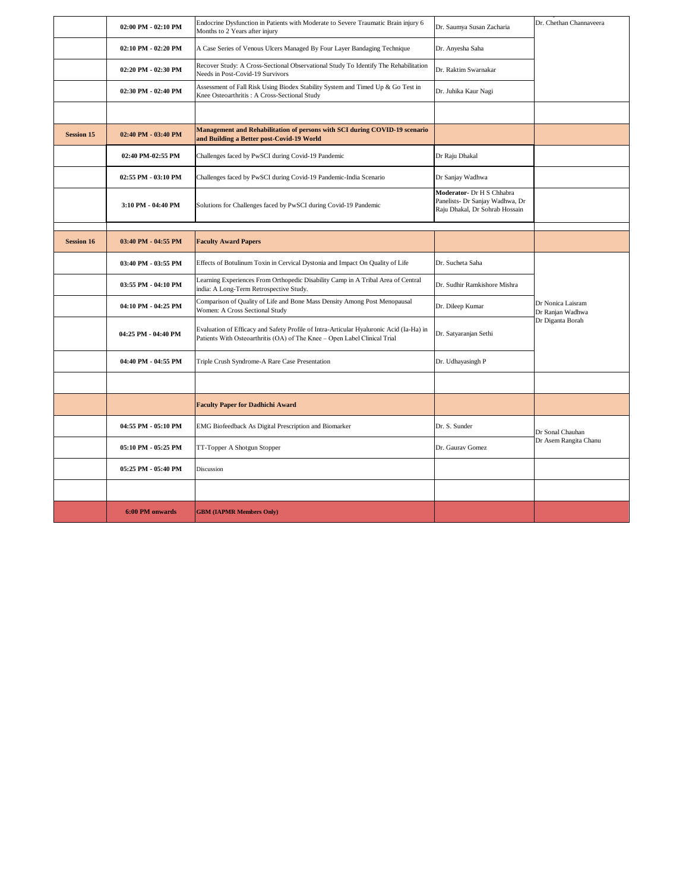| | | | | |
|---|---|---|---|---|
| | 02:00 PM - 02:10 PM | Endocrine Dysfunction in Patients with Moderate to Severe Traumatic Brain injury 6 Months to 2 Years after injury | Dr. Saumya Susan Zacharia | Dr. Chethan Channaveera |
| | 02:10 PM - 02:20 PM | A Case Series of Venous Ulcers Managed By Four Layer Bandaging Technique | Dr. Anyesha Saha | |
| | 02:20 PM - 02:30 PM | Recover Study: A Cross-Sectional Observational Study To Identify The Rehabilitation Needs in Post-Covid-19 Survivors | Dr. Raktim Swarnakar | |
| | 02:30 PM - 02:40 PM | Assessment of Fall Risk Using Biodex Stability System and Timed Up & Go Test in Knee Osteoarthritis : A Cross-Sectional Study | Dr. Juhika Kaur Nagi | |
| | | | | |
| **Session 15** | **02:40 PM - 03:40 PM** | **Management and Rehabilitation of persons with SCI during COVID-19 scenario and Building a Better post-Covid-19 World** | | |
| | 02:40 PM-02:55 PM | Challenges faced by PwSCI during Covid-19 Pandemic | Dr Raju Dhakal | |
| | 02:55 PM - 03:10 PM | Challenges faced by PwSCI during Covid-19 Pandemic-India Scenario | Dr Sanjay Wadhwa | |
| | 3:10 PM - 04:40 PM | Solutions for Challenges faced by PwSCI during Covid-19 Pandemic | **Moderator**- Dr H S Chhabra<br>Panelists- Dr Sanjay Wadhwa, Dr Raju Dhakal, Dr Sohrab Hossain | |
| | | | | |
| **Session 16** | **03:40 PM - 04:55 PM** | **Faculty Award Papers** | | |
| | 03:40 PM - 03:55 PM | Effects of Botulinum Toxin in Cervical Dystonia and Impact On Quality of Life | Dr. Sucheta Saha | Dr Nonica Laisram<br>Dr Ranjan Wadhwa<br>Dr Diganta Borah |
| | 03:55 PM - 04:10 PM | Learning Experiences From Orthopedic Disability Camp in A Tribal Area of Central india: A Long-Term Retrospective Study. | Dr. Sudhir Ramkishore Mishra | |
| | 04:10 PM - 04:25 PM | Comparison of Quality of Life and Bone Mass Density Among Post Menopausal Women: A Cross Sectional Study | Dr. Dileep Kumar | |
| | 04:25 PM - 04:40 PM | Evaluation of Efficacy and Safety Profile of Intra-Articular Hyaluronic Acid (Ia-Ha) in Patients With Osteoarthritis (OA) of The Knee – Open Label Clinical Trial | Dr. Satyaranjan Sethi | |
| | 04:40 PM - 04:55 PM | Triple Crush Syndrome-A Rare Case Presentation | Dr. Udhayasingh P | |
| | | | | |
| | | **Faculty Paper for Dadhichi Award** | | |
| | 04:55 PM - 05:10 PM | EMG Biofeedback As Digital Prescription and Biomarker | Dr. S. Sunder | Dr Sonal Chauhan<br>Dr Asem Rangita Chanu |
| | 05:10 PM - 05:25 PM | TT-Topper A Shotgun Stopper | Dr. Gaurav Gomez | |
| | 05:25 PM - 05:40 PM | Discussion | | |
| | | | | |
| | **6:00 PM onwards** | **GBM (IAPMR Members Only)** | | |